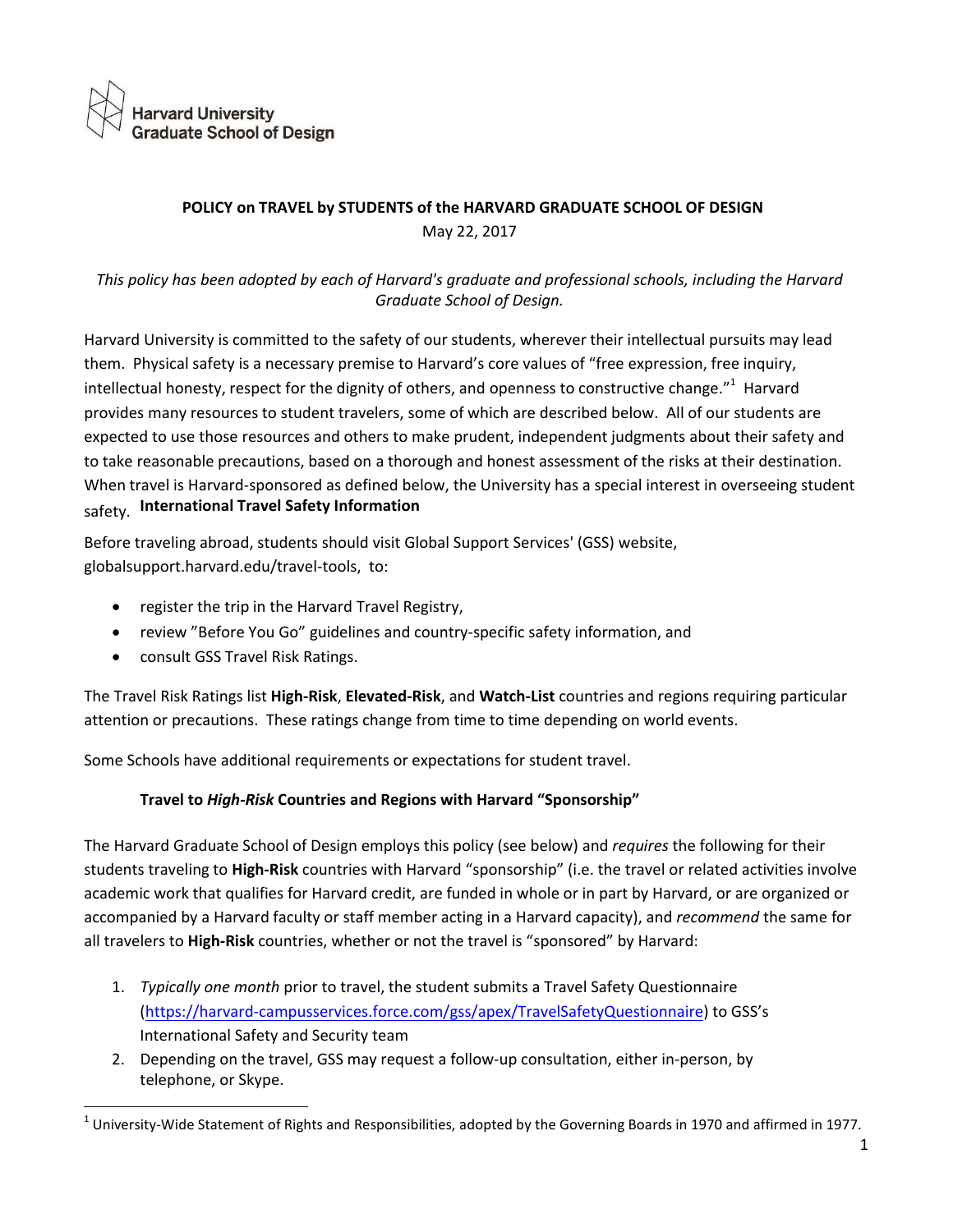Harvard University
Graduate School of Design

**POLICY on TRAVEL by STUDENTS of the HARVARD GRADUATE SCHOOL OF DESIGN**
May 22, 2017

*This policy has been adopted by each of Harvard's graduate and professional schools, including the Harvard Graduate School of Design.*

Harvard University is committed to the safety of our students, wherever their intellectual pursuits may lead them. Physical safety is a necessary premise to Harvard's core values of "free expression, free inquiry, intellectual honesty, respect for the dignity of others, and openness to constructive change."[1] Harvard provides many resources to student travelers, some of which are described below. All of our students are expected to use those resources and others to make prudent, independent judgments about their safety and to take reasonable precautions, based on a thorough and honest assessment of the risks at their destination. When travel is Harvard-sponsored as defined below, the University has a special interest in overseeing student safety.

**International Travel Safety Information**

Before traveling abroad, students should visit Global Support Services' (GSS) website, globalsupport.harvard.edu/travel-tools, to:

- register the trip in the Harvard Travel Registry,
- review "Before You Go" guidelines and country-specific safety information, and
- consult GSS Travel Risk Ratings.

The Travel Risk Ratings list **High-Risk**, **Elevated-Risk**, and **Watch-List** countries and regions requiring particular attention or precautions. These ratings change from time to time depending on world events.

Some Schools have additional requirements or expectations for student travel.

**Travel to *High-Risk* Countries and Regions with Harvard "Sponsorship"**

The Harvard Graduate School of Design employs this policy (see below) and *requires* the following for their students traveling to **High-Risk** countries with Harvard "sponsorship" (i.e. the travel or related activities involve academic work that qualifies for Harvard credit, are funded in whole or in part by Harvard, or are organized or accompanied by a Harvard faculty or staff member acting in a Harvard capacity), and *recommend* the same for all travelers to **High-Risk** countries, whether or not the travel is "sponsored" by Harvard:

1. *Typically one month* prior to travel, the student submits a Travel Safety Questionnaire (https://harvard-campusservices.force.com/gss/apex/TravelSafetyQuestionnaire) to GSS's International Safety and Security team
2. Depending on the travel, GSS may request a follow-up consultation, either in-person, by telephone, or Skype.

[1] University-Wide Statement of Rights and Responsibilities, adopted by the Governing Boards in 1970 and affirmed in 1977.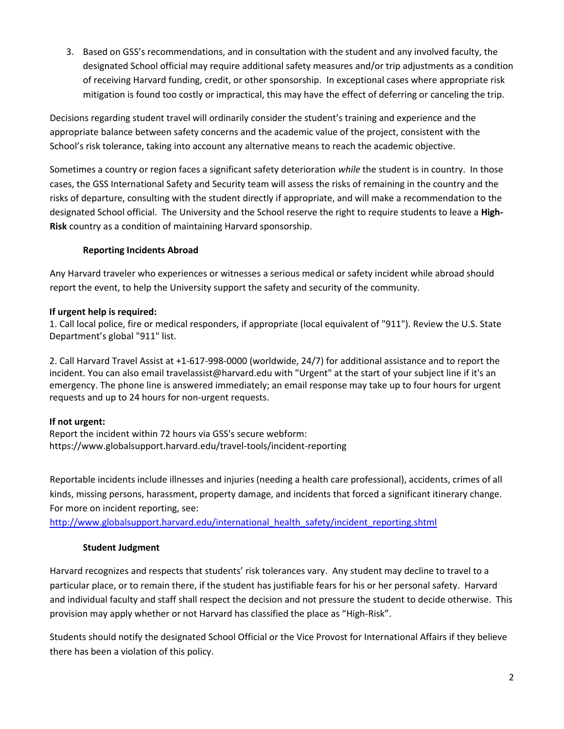3. Based on GSS's recommendations, and in consultation with the student and any involved faculty, the designated School official may require additional safety measures and/or trip adjustments as a condition of receiving Harvard funding, credit, or other sponsorship. In exceptional cases where appropriate risk mitigation is found too costly or impractical, this may have the effect of deferring or canceling the trip.

Decisions regarding student travel will ordinarily consider the student's training and experience and the appropriate balance between safety concerns and the academic value of the project, consistent with the School's risk tolerance, taking into account any alternative means to reach the academic objective.

Sometimes a country or region faces a significant safety deterioration *while* the student is in country. In those cases, the GSS International Safety and Security team will assess the risks of remaining in the country and the risks of departure, consulting with the student directly if appropriate, and will make a recommendation to the designated School official. The University and the School reserve the right to require students to leave a **High-Risk** country as a condition of maintaining Harvard sponsorship.

### Reporting Incidents Abroad

Any Harvard traveler who experiences or witnesses a serious medical or safety incident while abroad should report the event, to help the University support the safety and security of the community.

**If urgent help is required:**

1. Call local police, fire or medical responders, if appropriate (local equivalent of "911"). Review the U.S. State Department's global "911" list.

2. Call Harvard Travel Assist at +1-617-998-0000 (worldwide, 24/7) for additional assistance and to report the incident. You can also email travelassist@harvard.edu with "Urgent" at the start of your subject line if it's an emergency. The phone line is answered immediately; an email response may take up to four hours for urgent requests and up to 24 hours for non-urgent requests.

**If not urgent:**

Report the incident within 72 hours via GSS's secure webform: https://www.globalsupport.harvard.edu/travel-tools/incident-reporting

Reportable incidents include illnesses and injuries (needing a health care professional), accidents, crimes of all kinds, missing persons, harassment, property damage, and incidents that forced a significant itinerary change. For more on incident reporting, see:
http://www.globalsupport.harvard.edu/international_health_safety/incident_reporting.shtml

### Student Judgment

Harvard recognizes and respects that students' risk tolerances vary. Any student may decline to travel to a particular place, or to remain there, if the student has justifiable fears for his or her personal safety. Harvard and individual faculty and staff shall respect the decision and not pressure the student to decide otherwise. This provision may apply whether or not Harvard has classified the place as "High-Risk".

Students should notify the designated School Official or the Vice Provost for International Affairs if they believe there has been a violation of this policy.